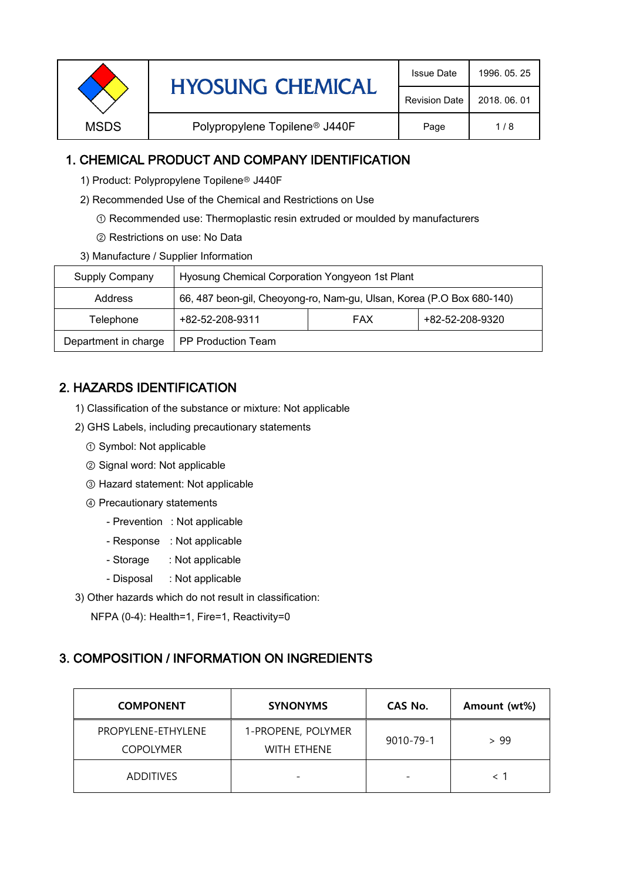| MSDS | HYOSUNG CHEMICAL | Issue Date | 1996. 05. 25 |
|---|---|---|---|
| | | Revision Date | 2018. 06. 01 |
| | Polypropylene Topilene® J440F | Page | 1 / 8 |

## 1. CHEMICAL PRODUCT AND COMPANY IDENTIFICATION

1) Product: Polypropylene Topilene® J440F

2) Recommended Use of the Chemical and Restrictions on Use

① Recommended use: Thermoplastic resin extruded or moulded by manufacturers

② Restrictions on use: No Data

3) Manufacture / Supplier Information

| Supply Company | Hyosung Chemical Corporation Yongyeon 1st Plant | | |
|---|---|---|---|
| Address | 66, 487 beon-gil, Cheoyong-ro, Nam-gu, Ulsan, Korea (P.O Box 680-140) | | |
| Telephone | +82-52-208-9311 | FAX | +82-52-208-9320 |
| Department in charge | PP Production Team | | |

## 2. HAZARDS IDENTIFICATION

1) Classification of the substance or mixture: Not applicable

2) GHS Labels, including precautionary statements

① Symbol: Not applicable

② Signal word: Not applicable

③ Hazard statement: Not applicable

④ Precautionary statements

- Prevention : Not applicable
- Response : Not applicable
- Storage : Not applicable
- Disposal : Not applicable

3) Other hazards which do not result in classification:

NFPA (0-4): Health=1, Fire=1, Reactivity=0

## 3. COMPOSITION / INFORMATION ON INGREDIENTS

| COMPONENT | SYNONYMS | CAS No. | Amount (wt%) |
|---|---|---|---|
| PROPYLENE-ETHYLENE COPOLYMER | 1-PROPENE, POLYMER WITH ETHENE | 9010-79-1 | > 99 |
| ADDITIVES | - | - | < 1 |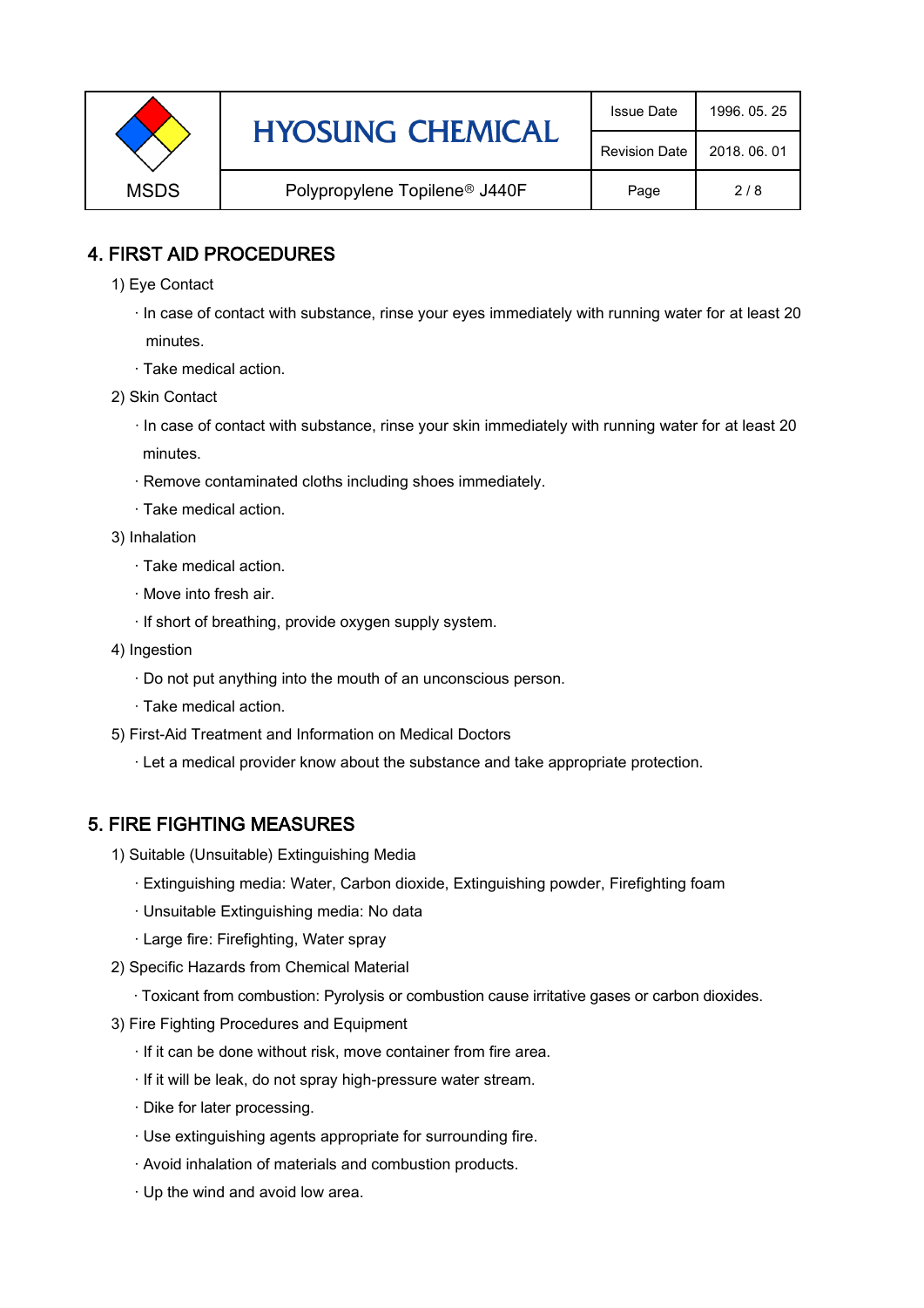## 4. FIRST AID PROCEDURES

1) Eye Contact

- In case of contact with substance, rinse your eyes immediately with running water for at least 20 minutes.
- Take medical action.

2) Skin Contact

- In case of contact with substance, rinse your skin immediately with running water for at least 20 minutes.
- Remove contaminated cloths including shoes immediately.
- Take medical action.

3) Inhalation

- Take medical action.
- Move into fresh air.
- If short of breathing, provide oxygen supply system.

4) Ingestion

- Do not put anything into the mouth of an unconscious person.
- Take medical action.

5) First-Aid Treatment and Information on Medical Doctors

- Let a medical provider know about the substance and take appropriate protection.

## 5. FIRE FIGHTING MEASURES

1) Suitable (Unsuitable) Extinguishing Media

- Extinguishing media: Water, Carbon dioxide, Extinguishing powder, Firefighting foam
- Unsuitable Extinguishing media: No data
- Large fire: Firefighting, Water spray

2) Specific Hazards from Chemical Material

- Toxicant from combustion: Pyrolysis or combustion cause irritative gases or carbon dioxides.

3) Fire Fighting Procedures and Equipment

- If it can be done without risk, move container from fire area.
- If it will be leak, do not spray high-pressure water stream.
- Dike for later processing.
- Use extinguishing agents appropriate for surrounding fire.
- Avoid inhalation of materials and combustion products.
- Up the wind and avoid low area.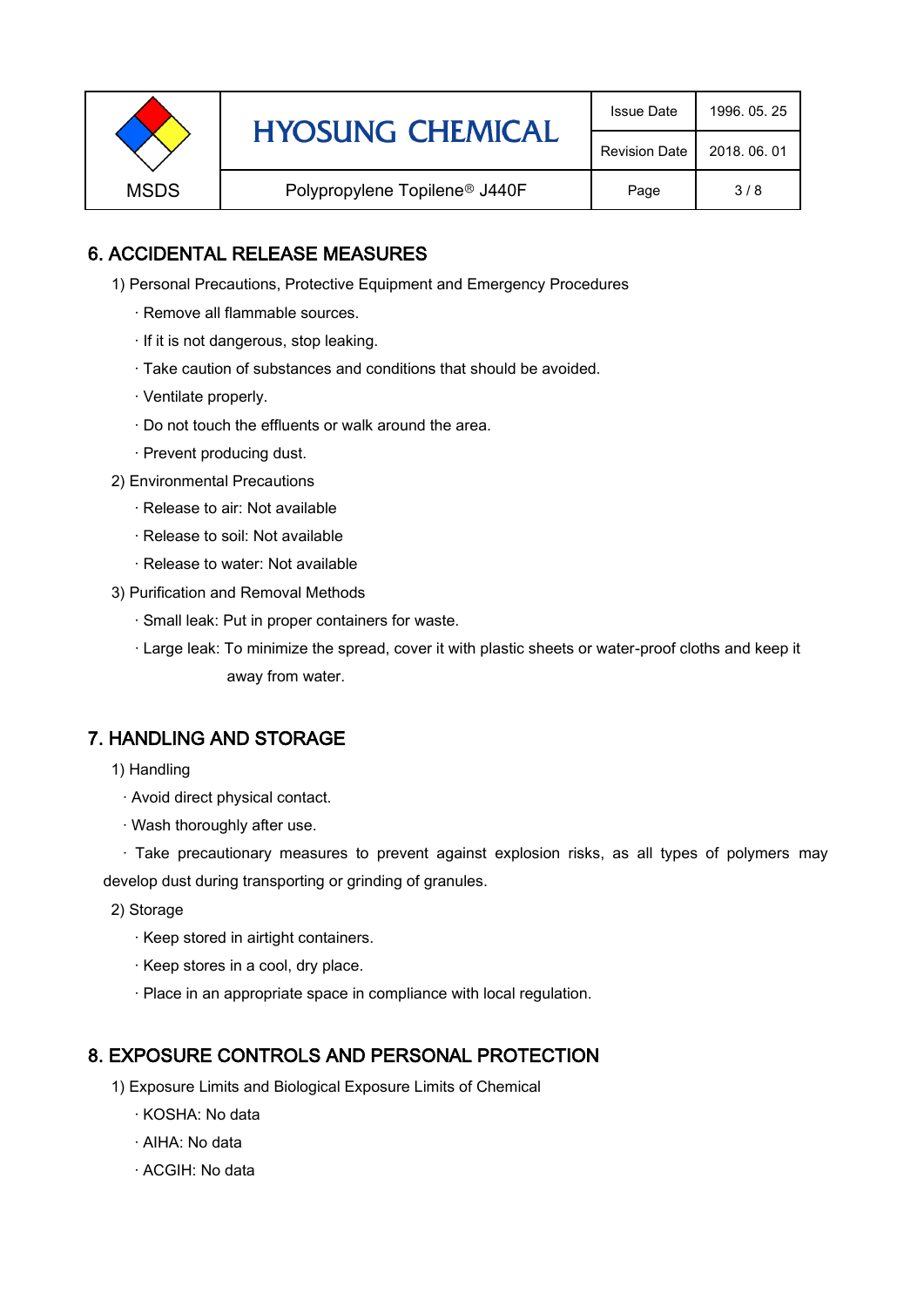## 6. ACCIDENTAL RELEASE MEASURES

1) Personal Precautions, Protective Equipment and Emergency Procedures

- · Remove all flammable sources.
- · If it is not dangerous, stop leaking.
- · Take caution of substances and conditions that should be avoided.
- · Ventilate properly.
- · Do not touch the effluents or walk around the area.
- · Prevent producing dust.

2) Environmental Precautions

- · Release to air: Not available
- · Release to soil: Not available
- · Release to water: Not available

3) Purification and Removal Methods

- · Small leak: Put in proper containers for waste.
- · Large leak: To minimize the spread, cover it with plastic sheets or water-proof cloths and keep it away from water.

## 7. HANDLING AND STORAGE

1) Handling

- · Avoid direct physical contact.
- · Wash thoroughly after use.
- · Take precautionary measures to prevent against explosion risks, as all types of polymers may develop dust during transporting or grinding of granules.

2) Storage

- · Keep stored in airtight containers.
- · Keep stores in a cool, dry place.
- · Place in an appropriate space in compliance with local regulation.

## 8. EXPOSURE CONTROLS AND PERSONAL PROTECTION

1) Exposure Limits and Biological Exposure Limits of Chemical

- · KOSHA: No data
- · AIHA: No data
- · ACGIH: No data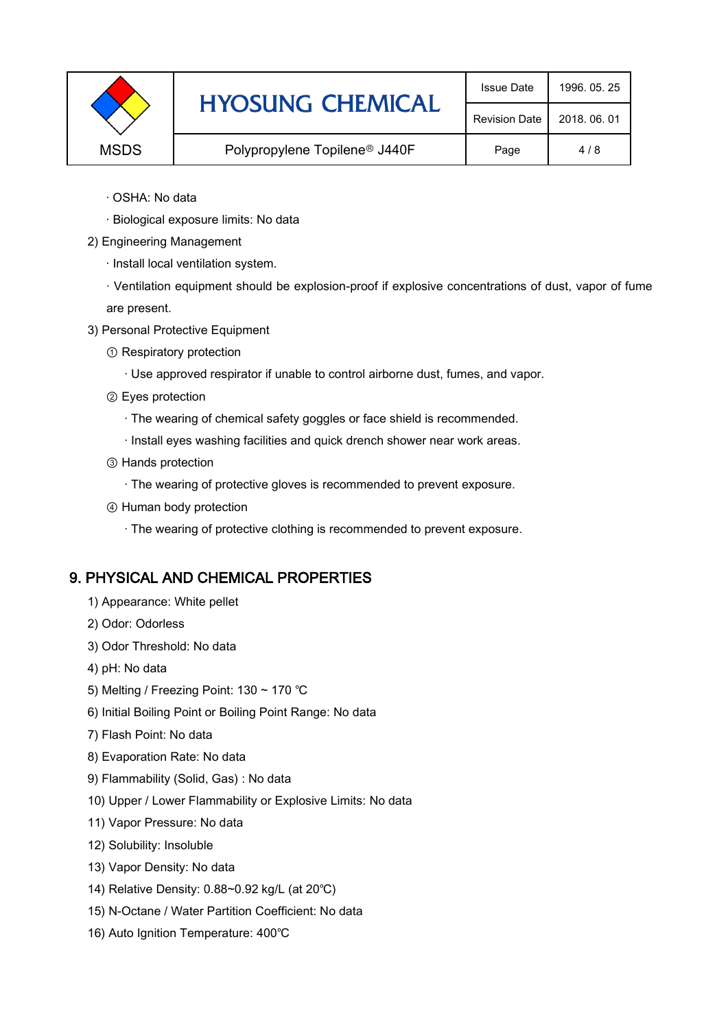· OSHA: No data

· Biological exposure limits: No data

2) Engineering Management

· Install local ventilation system.

· Ventilation equipment should be explosion-proof if explosive concentrations of dust, vapor of fume are present.

3) Personal Protective Equipment

① Respiratory protection

· Use approved respirator if unable to control airborne dust, fumes, and vapor.

② Eyes protection

· The wearing of chemical safety goggles or face shield is recommended.

· Install eyes washing facilities and quick drench shower near work areas.

③ Hands protection

· The wearing of protective gloves is recommended to prevent exposure.

④ Human body protection

· The wearing of protective clothing is recommended to prevent exposure.

## 9. PHYSICAL AND CHEMICAL PROPERTIES

1) Appearance: White pellet

2) Odor: Odorless

3) Odor Threshold: No data

4) pH: No data

5) Melting / Freezing Point: 130 ~ 170 ℃

6) Initial Boiling Point or Boiling Point Range: No data

7) Flash Point: No data

8) Evaporation Rate: No data

9) Flammability (Solid, Gas) : No data

10) Upper / Lower Flammability or Explosive Limits: No data

11) Vapor Pressure: No data

12) Solubility: Insoluble

13) Vapor Density: No data

14) Relative Density: 0.88~0.92 kg/L (at 20℃)

15) N-Octane / Water Partition Coefficient: No data

16) Auto Ignition Temperature: 400℃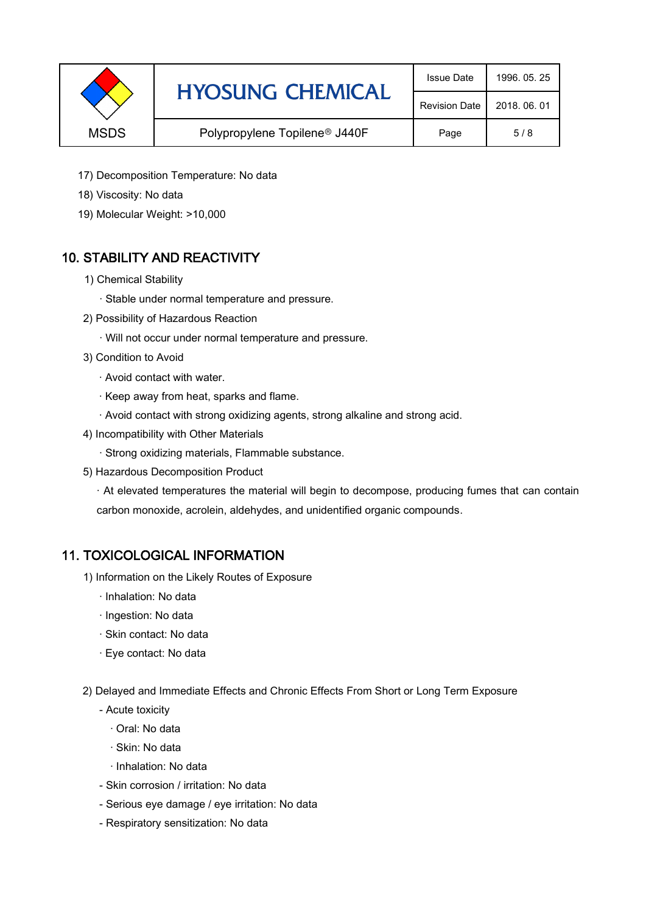17) Decomposition Temperature: No data

18) Viscosity: No data

19) Molecular Weight: >10,000

## 10. STABILITY AND REACTIVITY

1) Chemical Stability

· Stable under normal temperature and pressure.

2) Possibility of Hazardous Reaction

· Will not occur under normal temperature and pressure.

3) Condition to Avoid

· Avoid contact with water.

· Keep away from heat, sparks and flame.

· Avoid contact with strong oxidizing agents, strong alkaline and strong acid.

4) Incompatibility with Other Materials

· Strong oxidizing materials, Flammable substance.

5) Hazardous Decomposition Product

· At elevated temperatures the material will begin to decompose, producing fumes that can contain carbon monoxide, acrolein, aldehydes, and unidentified organic compounds.

## 11. TOXICOLOGICAL INFORMATION

1) Information on the Likely Routes of Exposure

· Inhalation: No data

· Ingestion: No data

· Skin contact: No data

· Eye contact: No data

2) Delayed and Immediate Effects and Chronic Effects From Short or Long Term Exposure

- Acute toxicity
  - · Oral: No data
  - · Skin: No data
  - · Inhalation: No data
- Skin corrosion / irritation: No data
- Serious eye damage / eye irritation: No data
- Respiratory sensitization: No data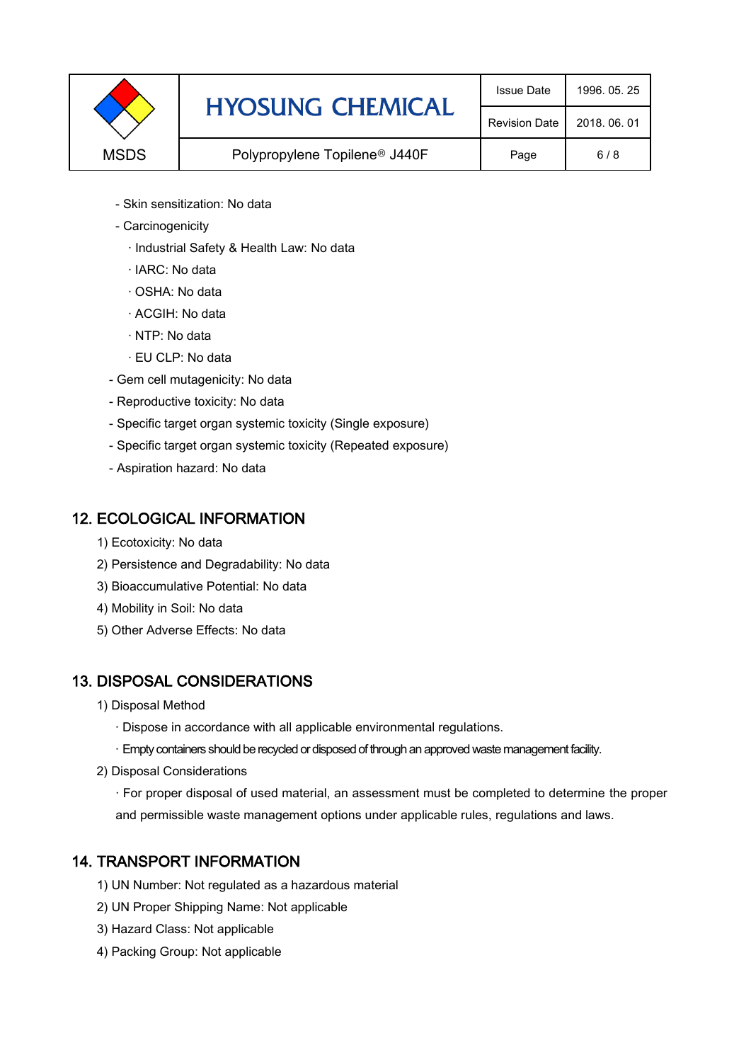- Skin sensitization: No data
- Carcinogenicity
  - · Industrial Safety & Health Law: No data
  - · IARC: No data
  - · OSHA: No data
  - · ACGIH: No data
  - · NTP: No data
  - · EU CLP: No data
- Gem cell mutagenicity: No data
- Reproductive toxicity: No data
- Specific target organ systemic toxicity (Single exposure)
- Specific target organ systemic toxicity (Repeated exposure)
- Aspiration hazard: No data

## 12. ECOLOGICAL INFORMATION

1) Ecotoxicity: No data
2) Persistence and Degradability: No data
3) Bioaccumulative Potential: No data
4) Mobility in Soil: No data
5) Other Adverse Effects: No data

## 13. DISPOSAL CONSIDERATIONS

1) Disposal Method
   - · Dispose in accordance with all applicable environmental regulations.
   - · Empty containers should be recycled or disposed of through an approved waste management facility.
2) Disposal Considerations
   - · For proper disposal of used material, an assessment must be completed to determine the proper and permissible waste management options under applicable rules, regulations and laws.

## 14. TRANSPORT INFORMATION

1) UN Number: Not regulated as a hazardous material
2) UN Proper Shipping Name: Not applicable
3) Hazard Class: Not applicable
4) Packing Group: Not applicable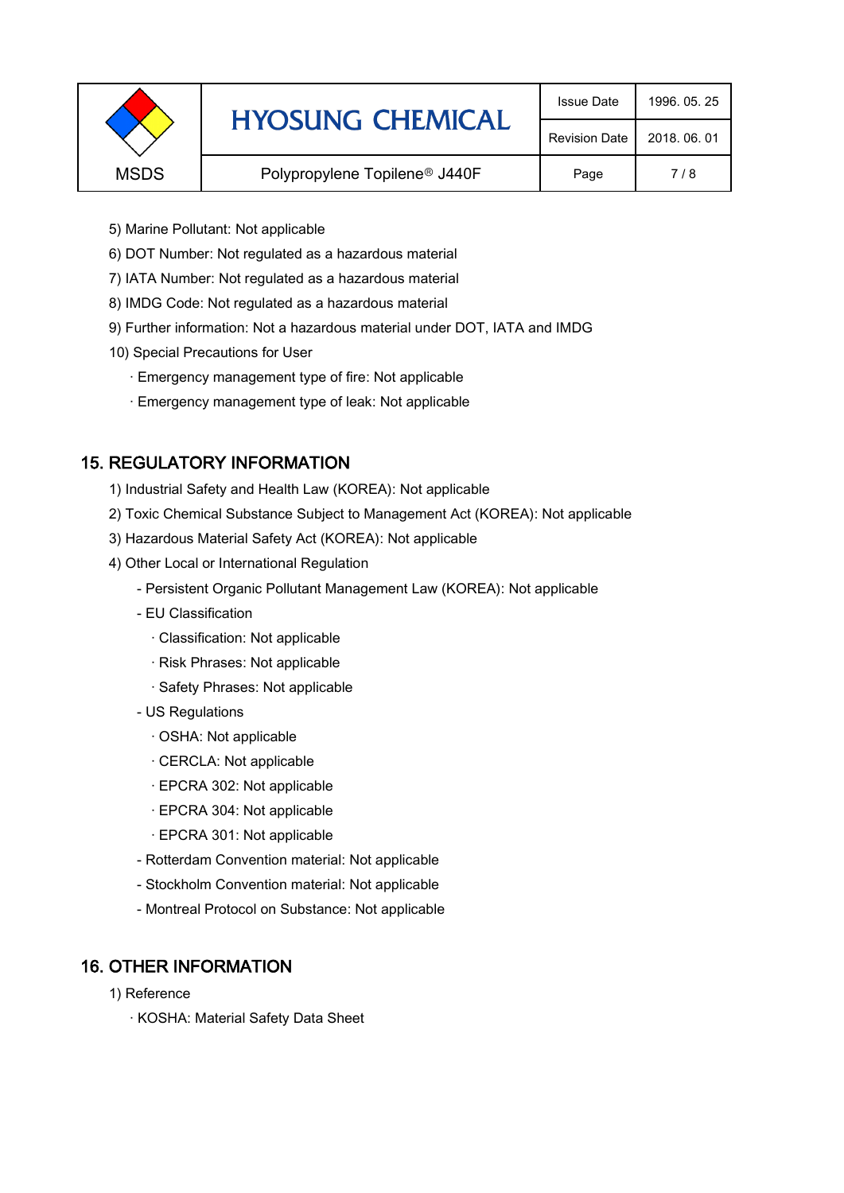5) Marine Pollutant: Not applicable

6) DOT Number: Not regulated as a hazardous material

7) IATA Number: Not regulated as a hazardous material

8) IMDG Code: Not regulated as a hazardous material

9) Further information: Not a hazardous material under DOT, IATA and IMDG

10) Special Precautions for User

· Emergency management type of fire: Not applicable

· Emergency management type of leak: Not applicable

## 15. REGULATORY INFORMATION

1) Industrial Safety and Health Law (KOREA): Not applicable

2) Toxic Chemical Substance Subject to Management Act (KOREA): Not applicable

3) Hazardous Material Safety Act (KOREA): Not applicable

4) Other Local or International Regulation

- Persistent Organic Pollutant Management Law (KOREA): Not applicable
- EU Classification
  - · Classification: Not applicable
  - · Risk Phrases: Not applicable
  - · Safety Phrases: Not applicable
- US Regulations
  - · OSHA: Not applicable
  - · CERCLA: Not applicable
  - · EPCRA 302: Not applicable
  - · EPCRA 304: Not applicable
  - · EPCRA 301: Not applicable
- Rotterdam Convention material: Not applicable
- Stockholm Convention material: Not applicable
- Montreal Protocol on Substance: Not applicable

## 16. OTHER INFORMATION

1) Reference

· KOSHA: Material Safety Data Sheet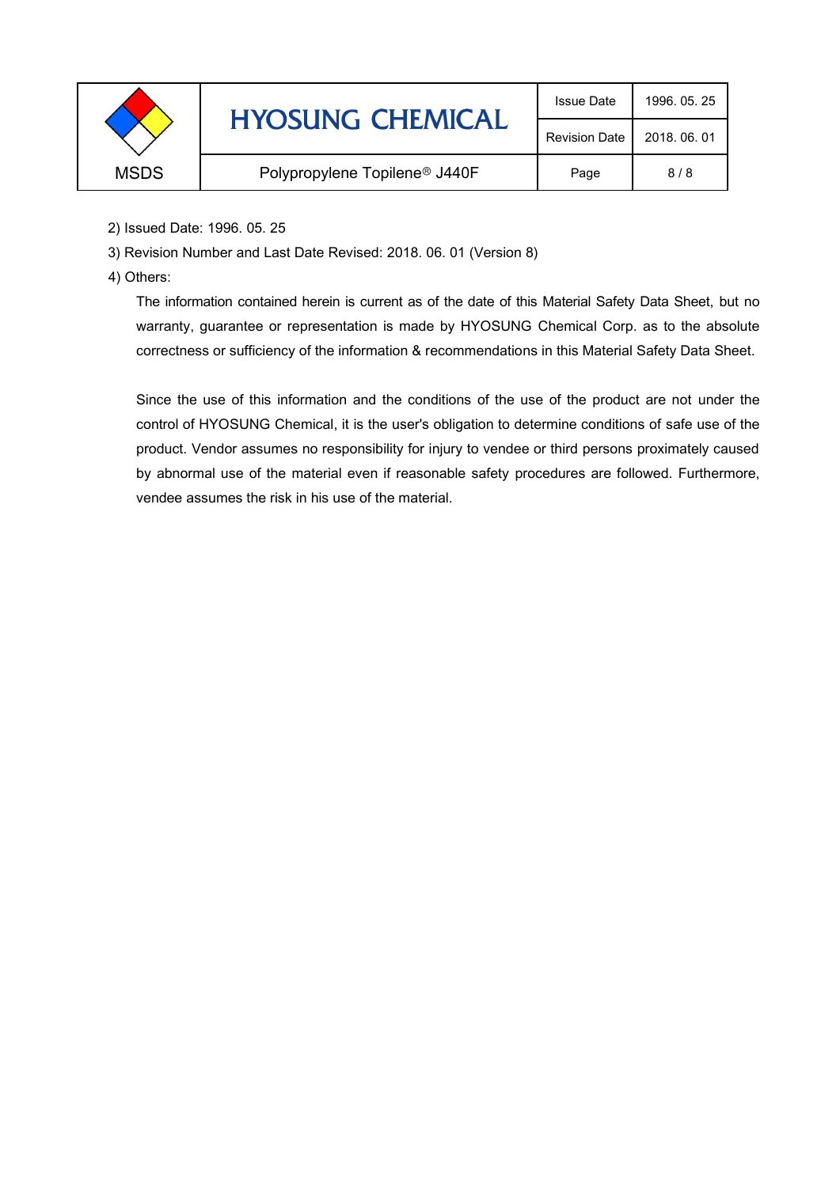2) Issued Date: 1996. 05. 25

3) Revision Number and Last Date Revised: 2018. 06. 01 (Version 8)

4) Others:

The information contained herein is current as of the date of this Material Safety Data Sheet, but no warranty, guarantee or representation is made by HYOSUNG Chemical Corp. as to the absolute correctness or sufficiency of the information & recommendations in this Material Safety Data Sheet.

Since the use of this information and the conditions of the use of the product are not under the control of HYOSUNG Chemical, it is the user's obligation to determine conditions of safe use of the product. Vendor assumes no responsibility for injury to vendee or third persons proximately caused by abnormal use of the material even if reasonable safety procedures are followed. Furthermore, vendee assumes the risk in his use of the material.